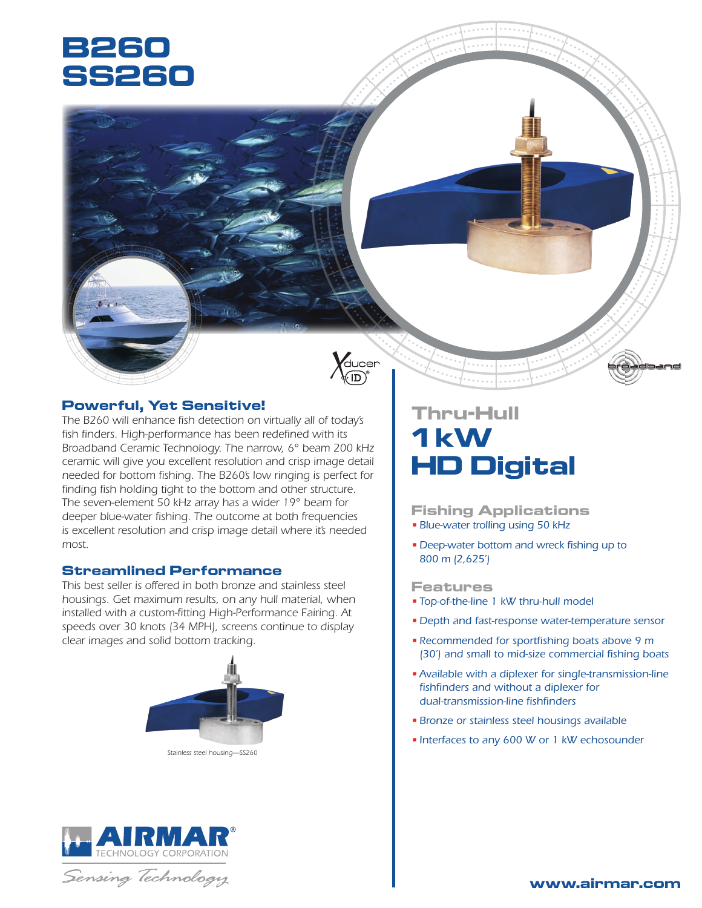# B260
# SS260

## Powerful, Yet Sensitive!

The B260 will enhance fish detection on virtually all of today's fish finders. High-performance has been redefined with its Broadband Ceramic Technology. The narrow, 6° beam 200 kHz ceramic will give you excellent resolution and crisp image detail needed for bottom fishing. The B260's low ringing is perfect for finding fish holding tight to the bottom and other structure. The seven-element 50 kHz array has a wider 19° beam for deeper blue-water fishing. The outcome at both frequencies is excellent resolution and crisp image detail where it's needed most.

## Streamlined Performance

This best seller is offered in both bronze and stainless steel housings. Get maximum results, on any hull material, when installed with a custom-fitting High-Performance Fairing. At speeds over 30 knots (34 MPH), screens continue to display clear images and solid bottom tracking.

*Stainless steel housing—SS260*

# Thru-Hull 1 kW HD Digital

## Fishing Applications

- Blue-water trolling using 50 kHz
- Deep-water bottom and wreck fishing up to 800 m (2,625')

## Features

- Top-of-the-line 1 kW thru-hull model
- Depth and fast-response water-temperature sensor
- Recommended for sportfishing boats above 9 m (30') and small to mid-size commercial fishing boats
- Available with a diplexer for single-transmission-line fishfinders and without a diplexer for dual-transmission-line fishfinders
- Bronze or stainless steel housings available
- Interfaces to any 600 W or 1 kW echosounder

AIRMAR® TECHNOLOGY CORPORATION
*Sensing Technology*

www.airmar.com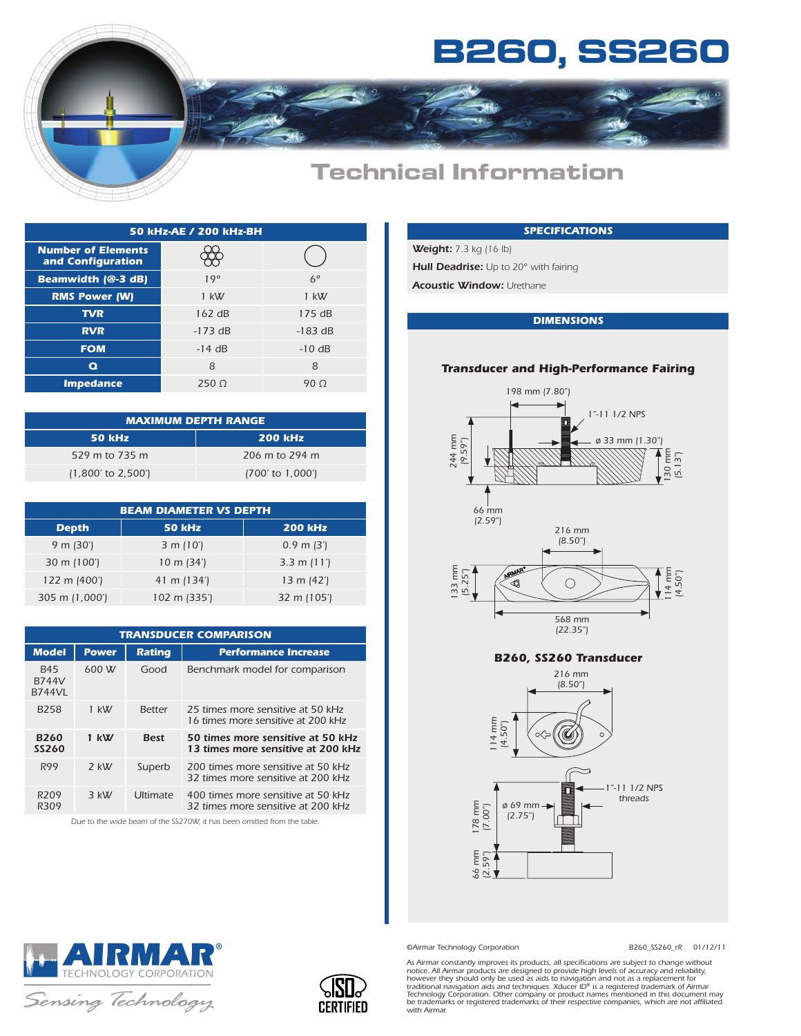# B260, SS260

## Technical Information

| 50 kHz-AE / 200 kHz-BH | | |
|---|---|---|
| Number of Elements and Configuration | | |
| Beamwidth (@-3 dB) | 19° | 6° |
| RMS Power (W) | 1 kW | 1 kW |
| TVR | 162 dB | 175 dB |
| RVR | -173 dB | -183 dB |
| FOM | -14 dB | -10 dB |
| Q | 8 | 8 |
| Impedance | 250 Ω | 90 Ω |

| MAXIMUM DEPTH RANGE | |
|---|---|
| 50 kHz | 200 kHz |
| 529 m to 735 m | 206 m to 294 m |
| (1,800' to 2,500') | (700' to 1,000') |

| BEAM DIAMETER VS DEPTH | | |
|---|---|---|
| Depth | 50 kHz | 200 kHz |
| 9 m (30') | 3 m (10') | 0.9 m (3') |
| 30 m (100') | 10 m (34') | 3.3 m (11') |
| 122 m (400') | 41 m (134') | 13 m (42') |
| 305 m (1,000') | 102 m (335') | 32 m (105') |

| TRANSDUCER COMPARISON | | | |
|---|---|---|---|
| Model | Power | Rating | Performance Increase |
| B45 B744V B744VL | 600 W | Good | Benchmark model for comparison |
| B258 | 1 kW | Better | 25 times more sensitive at 50 kHz<br>16 times more sensitive at 200 kHz |
| **B260 SS260** | **1 kW** | **Best** | **50 times more sensitive at 50 kHz<br>13 times more sensitive at 200 kHz** |
| R99 | 2 kW | Superb | 200 times more sensitive at 50 kHz<br>32 times more sensitive at 200 kHz |
| R209 R309 | 3 kW | Ultimate | 400 times more sensitive at 50 kHz<br>32 times more sensitive at 200 kHz |

Due to the wide beam of the SS270W, it has been omitted from the table.

### SPECIFICATIONS

**Weight:** 7.3 kg (16 lb)

**Hull Deadrise:** Up to 20° with fairing

**Acoustic Window:** Urethane

### DIMENSIONS

**Transducer and High-Performance Fairing**

198 mm (7.80")
1"-11 1/2 NPS
ø 33 mm (1.30")
244 mm (9.59")
130 mm (5.13")
66 mm (2.59")
216 mm (8.50")
133 mm (5.25")
114 mm (4.50")
568 mm (22.35")

**B260, SS260 Transducer**

216 mm (8.50")
114 mm (4.50")
1"-11 1/2 NPS threads
ø 69 mm (2.75")
178 mm (7.00")
66 mm (2.59")

AIRMAR® TECHNOLOGY CORPORATION
Sensing Technology

ISO CERTIFIED

©Airmar Technology Corporation B260_SS260_rR 01/12/11

As Airmar constantly improves its products, all specifications are subject to change without notice. All Airmar products are designed to provide high levels of accuracy and reliability, however they should only be used as aids to navigation and not as a replacement for traditional navigation aids and techniques. Xducer ID® is a registered trademark of Airmar Technology Corporation. Other company or product names mentioned in this document may be trademarks or registered trademarks of their respective companies, which are not affiliated with Airmar.